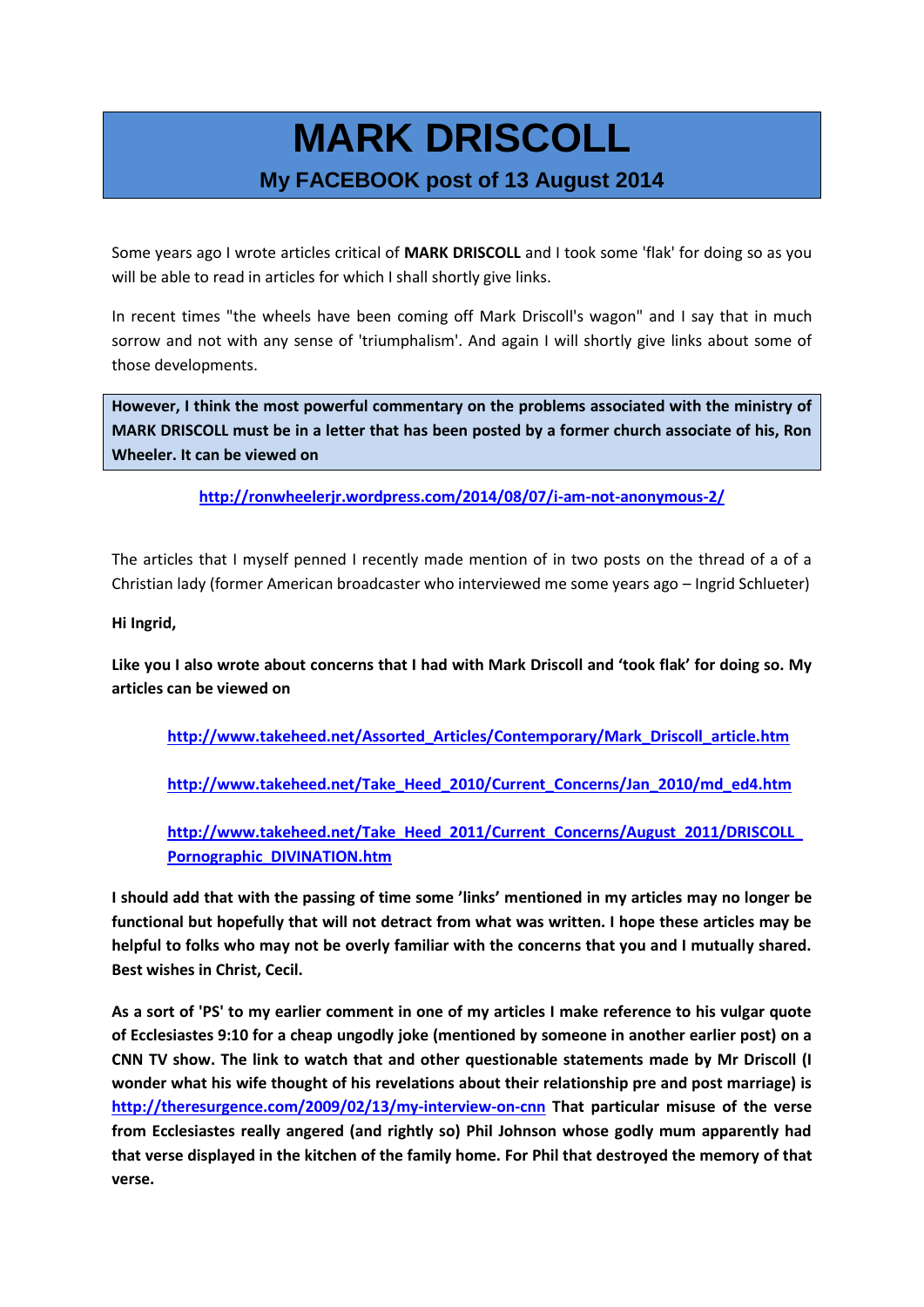# MARK DRISCOLL

## My FACEBOOK post of 13 August 2014

Some years ago I wrote articles critical of **MARK DRISCOLL** and I took some 'flak' for doing so as you will be able to read in articles for which I shall shortly give links.

In recent times "the wheels have been coming off Mark Driscoll's wagon" and I say that in much sorrow and not with any sense of 'triumphalism'. And again I will shortly give links about some of those developments.

**However, I think the most powerful commentary on the problems associated with the ministry of MARK DRISCOLL must be in a letter that has been posted by a former church associate of his, Ron Wheeler. It can be viewed on**

**http://ronwheelerjr.wordpress.com/2014/08/07/i-am-not-anonymous-2/**

The articles that I myself penned I recently made mention of in two posts on the thread of a of a Christian lady (former American broadcaster who interviewed me some years ago – Ingrid Schlueter)

**Hi Ingrid,**

**Like you I also wrote about concerns that I had with Mark Driscoll and 'took flak' for doing so. My articles can be viewed on**

**http://www.takeheed.net/Assorted_Articles/Contemporary/Mark_Driscoll_article.htm**

**http://www.takeheed.net/Take_Heed_2010/Current_Concerns/Jan_2010/md_ed4.htm**

**http://www.takeheed.net/Take_Heed_2011/Current_Concerns/August_2011/DRISCOLL_Pornographic_DIVINATION.htm**

**I should add that with the passing of time some 'links' mentioned in my articles may no longer be functional but hopefully that will not detract from what was written. I hope these articles may be helpful to folks who may not be overly familiar with the concerns that you and I mutually shared. Best wishes in Christ, Cecil.**

**As a sort of 'PS' to my earlier comment in one of my articles I make reference to his vulgar quote of Ecclesiastes 9:10 for a cheap ungodly joke (mentioned by someone in another earlier post) on a CNN TV show. The link to watch that and other questionable statements made by Mr Driscoll (I wonder what his wife thought of his revelations about their relationship pre and post marriage) is http://theresurgence.com/2009/02/13/my-interview-on-cnn That particular misuse of the verse from Ecclesiastes really angered (and rightly so) Phil Johnson whose godly mum apparently had that verse displayed in the kitchen of the family home. For Phil that destroyed the memory of that verse.**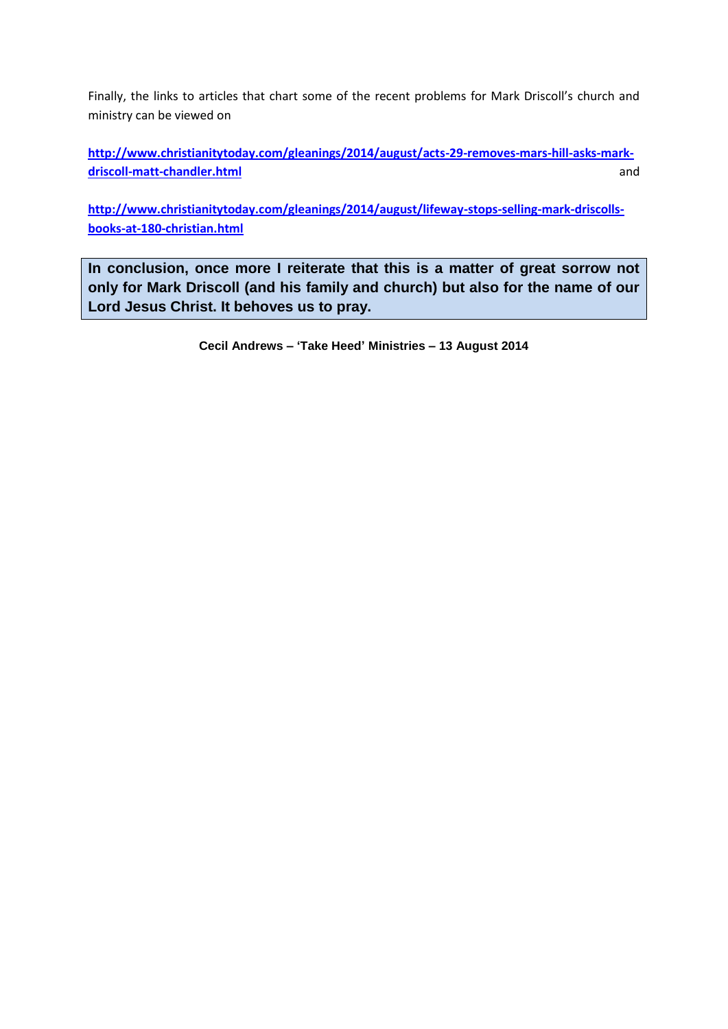Finally, the links to articles that chart some of the recent problems for Mark Driscoll's church and ministry can be viewed on

**http://www.christianitytoday.com/gleanings/2014/august/acts-29-removes-mars-hill-asks-mark-driscoll-matt-chandler.html** and

**http://www.christianitytoday.com/gleanings/2014/august/lifeway-stops-selling-mark-driscolls-books-at-180-christian.html**

**In conclusion, once more I reiterate that this is a matter of great sorrow not only for Mark Driscoll (and his family and church) but also for the name of our Lord Jesus Christ. It behoves us to pray.**

**Cecil Andrews – 'Take Heed' Ministries – 13 August 2014**